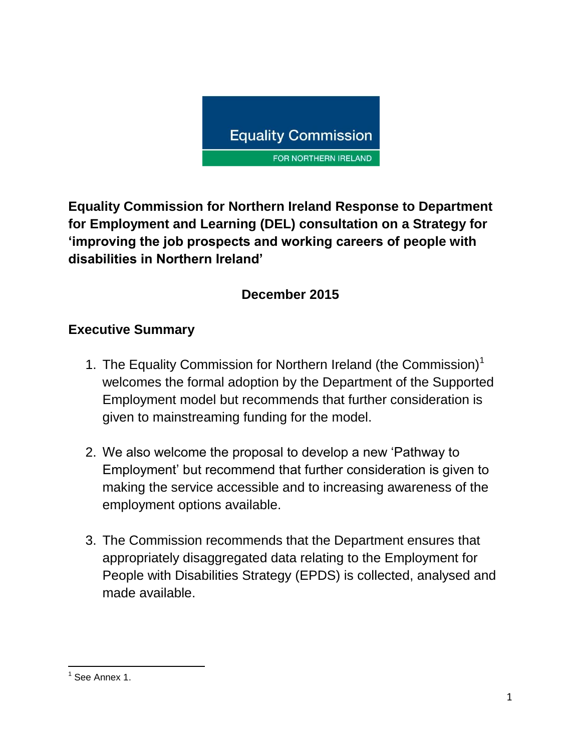Equality Commission

FOR NORTHERN IRELAND

# Equality Commission for Northern Ireland Response to Department for Employment and Learning (DEL) consultation on a Strategy for 'improving the job prospects and working careers of people with disabilities in Northern Ireland'

**December 2015**

## Executive Summary

1. The Equality Commission for Northern Ireland (the Commission)[1] welcomes the formal adoption by the Department of the Supported Employment model but recommends that further consideration is given to mainstreaming funding for the model.

2. We also welcome the proposal to develop a new 'Pathway to Employment' but recommend that further consideration is given to making the service accessible and to increasing awareness of the employment options available.

3. The Commission recommends that the Department ensures that appropriately disaggregated data relating to the Employment for People with Disabilities Strategy (EPDS) is collected, analysed and made available.

---

[1] See Annex 1.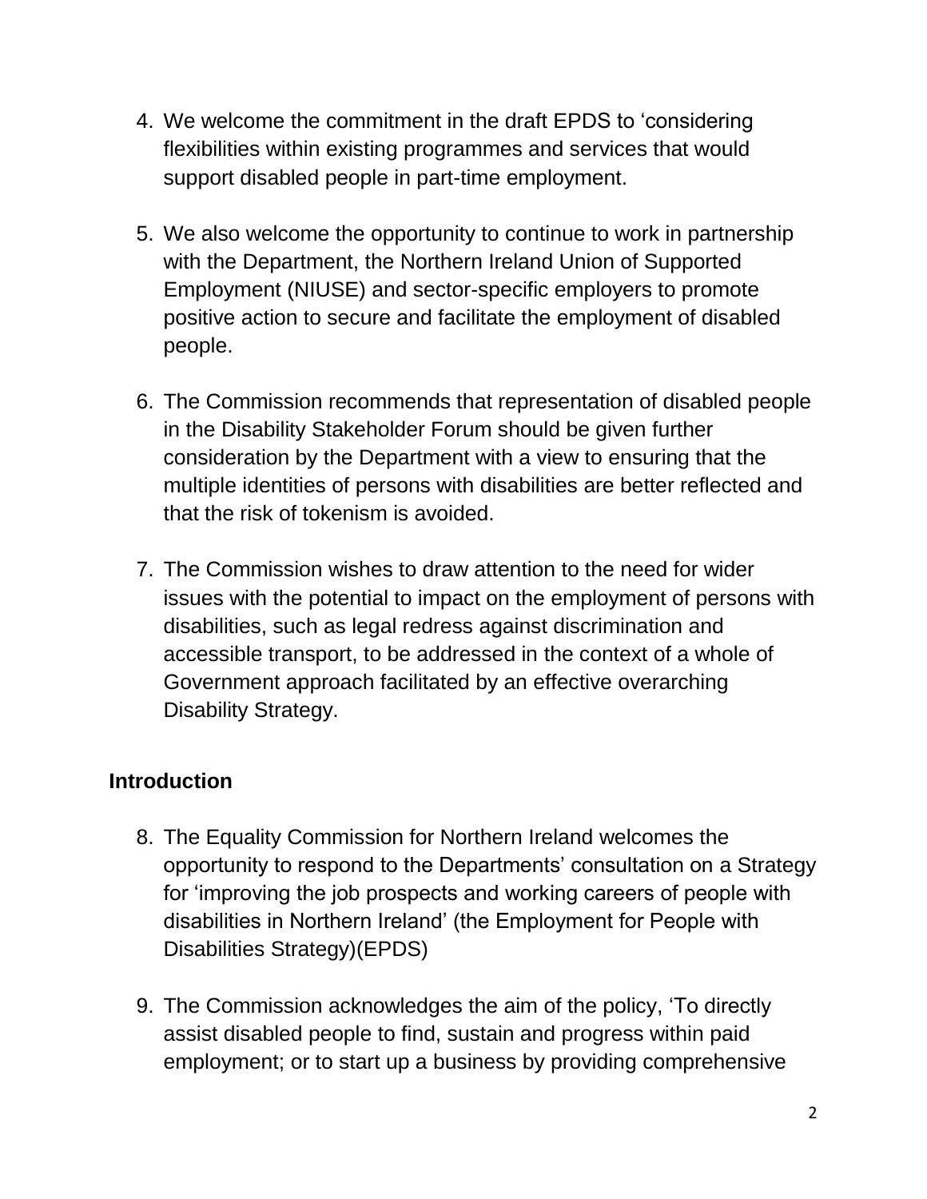4. We welcome the commitment in the draft EPDS to 'considering flexibilities within existing programmes and services that would support disabled people in part-time employment.

5. We also welcome the opportunity to continue to work in partnership with the Department, the Northern Ireland Union of Supported Employment (NIUSE) and sector-specific employers to promote positive action to secure and facilitate the employment of disabled people.

6. The Commission recommends that representation of disabled people in the Disability Stakeholder Forum should be given further consideration by the Department with a view to ensuring that the multiple identities of persons with disabilities are better reflected and that the risk of tokenism is avoided.

7. The Commission wishes to draw attention to the need for wider issues with the potential to impact on the employment of persons with disabilities, such as legal redress against discrimination and accessible transport, to be addressed in the context of a whole of Government approach facilitated by an effective overarching Disability Strategy.

## Introduction

8. The Equality Commission for Northern Ireland welcomes the opportunity to respond to the Departments' consultation on a Strategy for 'improving the job prospects and working careers of people with disabilities in Northern Ireland' (the Employment for People with Disabilities Strategy)(EPDS)

9. The Commission acknowledges the aim of the policy, 'To directly assist disabled people to find, sustain and progress within paid employment; or to start up a business by providing comprehensive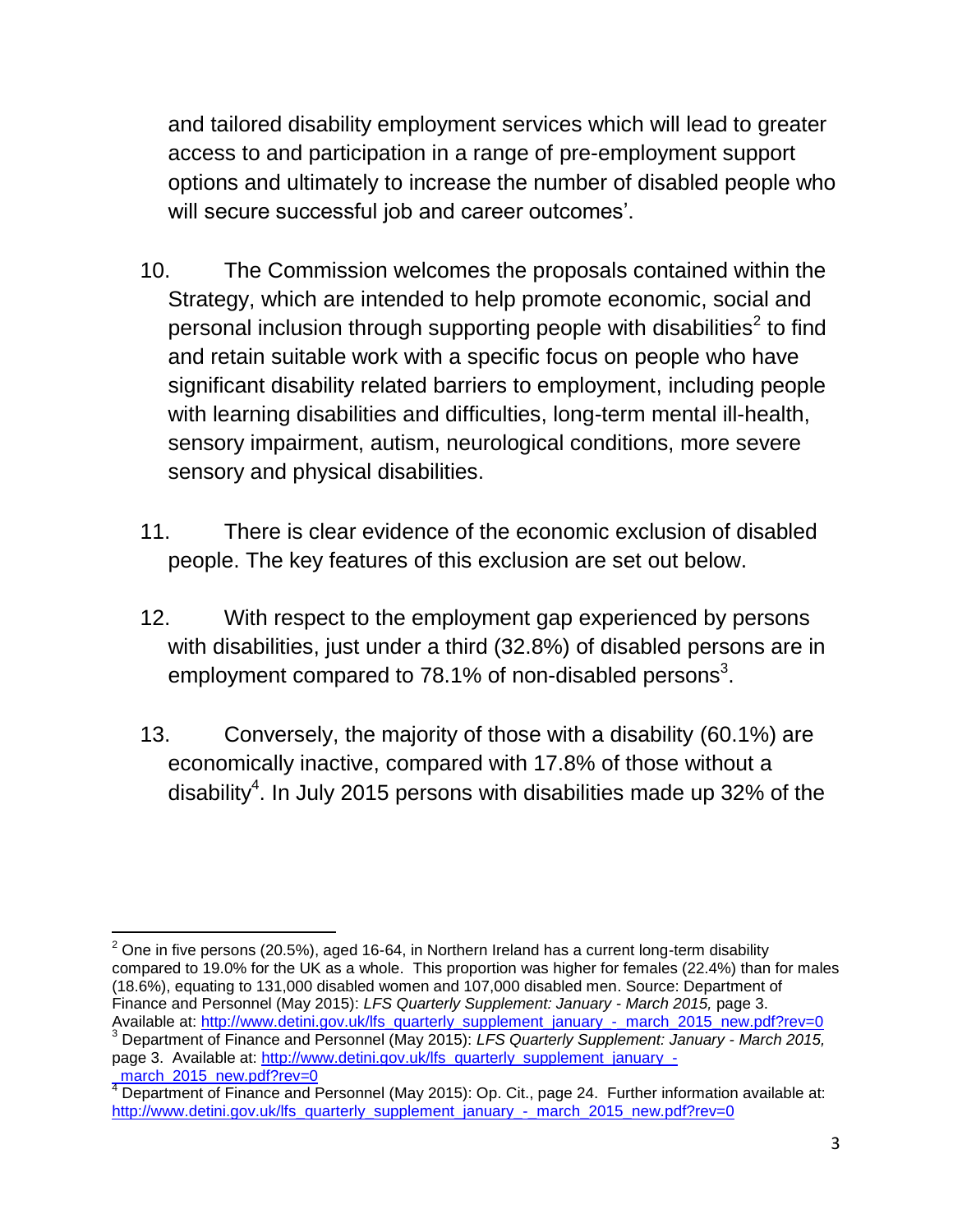and tailored disability employment services which will lead to greater access to and participation in a range of pre-employment support options and ultimately to increase the number of disabled people who will secure successful job and career outcomes'.

10. The Commission welcomes the proposals contained within the Strategy, which are intended to help promote economic, social and personal inclusion through supporting people with disabilities[2] to find and retain suitable work with a specific focus on people who have significant disability related barriers to employment, including people with learning disabilities and difficulties, long-term mental ill-health, sensory impairment, autism, neurological conditions, more severe sensory and physical disabilities.

11. There is clear evidence of the economic exclusion of disabled people. The key features of this exclusion are set out below.

12. With respect to the employment gap experienced by persons with disabilities, just under a third (32.8%) of disabled persons are in employment compared to 78.1% of non-disabled persons[3].

13. Conversely, the majority of those with a disability (60.1%) are economically inactive, compared with 17.8% of those without a disability[4]. In July 2015 persons with disabilities made up 32% of the

---

[2] One in five persons (20.5%), aged 16-64, in Northern Ireland has a current long-term disability compared to 19.0% for the UK as a whole. This proportion was higher for females (22.4%) than for males (18.6%), equating to 131,000 disabled women and 107,000 disabled men. Source: Department of Finance and Personnel (May 2015): *LFS Quarterly Supplement: January - March 2015,* page 3. Available at: http://www.detini.gov.uk/lfs_quarterly_supplement_january_-_march_2015_new.pdf?rev=0

[3] Department of Finance and Personnel (May 2015): *LFS Quarterly Supplement: January - March 2015,* page 3. Available at: http://www.detini.gov.uk/lfs_quarterly_supplement_january_-_march_2015_new.pdf?rev=0

[4] Department of Finance and Personnel (May 2015): Op. Cit., page 24. Further information available at: http://www.detini.gov.uk/lfs_quarterly_supplement_january_-_march_2015_new.pdf?rev=0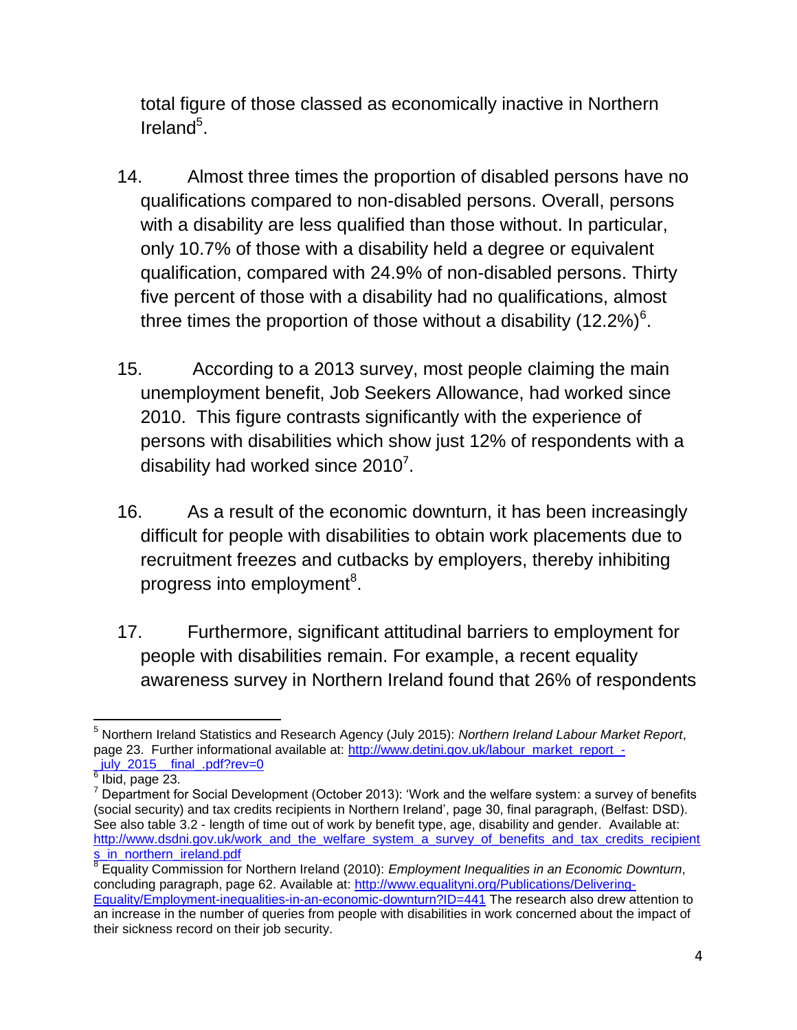total figure of those classed as economically inactive in Northern Ireland[5].

14. Almost three times the proportion of disabled persons have no qualifications compared to non-disabled persons. Overall, persons with a disability are less qualified than those without. In particular, only 10.7% of those with a disability held a degree or equivalent qualification, compared with 24.9% of non-disabled persons. Thirty five percent of those with a disability had no qualifications, almost three times the proportion of those without a disability (12.2%)[6].

15. According to a 2013 survey, most people claiming the main unemployment benefit, Job Seekers Allowance, had worked since 2010. This figure contrasts significantly with the experience of persons with disabilities which show just 12% of respondents with a disability had worked since 2010[7].

16. As a result of the economic downturn, it has been increasingly difficult for people with disabilities to obtain work placements due to recruitment freezes and cutbacks by employers, thereby inhibiting progress into employment[8].

17. Furthermore, significant attitudinal barriers to employment for people with disabilities remain. For example, a recent equality awareness survey in Northern Ireland found that 26% of respondents

---

[5] Northern Ireland Statistics and Research Agency (July 2015): *Northern Ireland Labour Market Report*, page 23. Further informational available at: http://www.detini.gov.uk/labour_market_report_-_july_2015__final_.pdf?rev=0

[6] Ibid, page 23.

[7] Department for Social Development (October 2013): 'Work and the welfare system: a survey of benefits (social security) and tax credits recipients in Northern Ireland', page 30, final paragraph, (Belfast: DSD). See also table 3.2 - length of time out of work by benefit type, age, disability and gender. Available at: http://www.dsdni.gov.uk/work_and_the_welfare_system_a_survey_of_benefits_and_tax_credits_recipients_in_northern_ireland.pdf

[8] Equality Commission for Northern Ireland (2010): *Employment Inequalities in an Economic Downturn*, concluding paragraph, page 62. Available at: http://www.equalityni.org/Publications/Delivering-Equality/Employment-inequalities-in-an-economic-downturn?ID=441 The research also drew attention to an increase in the number of queries from people with disabilities in work concerned about the impact of their sickness record on their job security.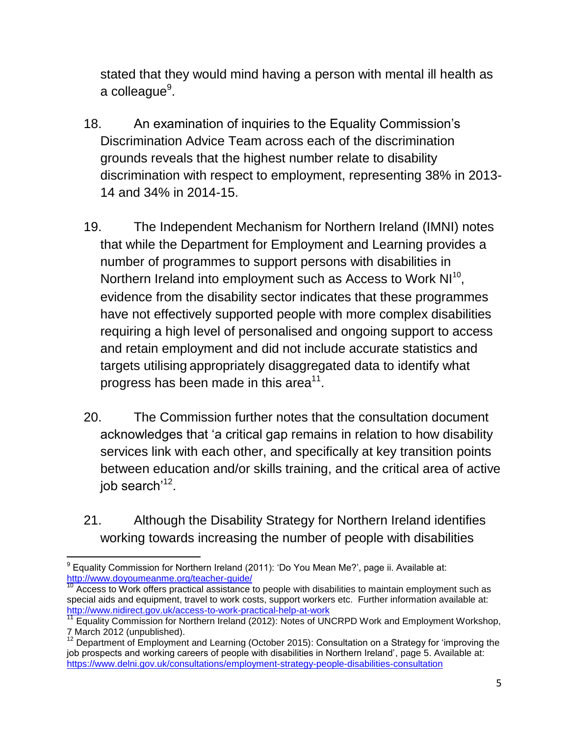stated that they would mind having a person with mental ill health as a colleague[9].

18. An examination of inquiries to the Equality Commission's Discrimination Advice Team across each of the discrimination grounds reveals that the highest number relate to disability discrimination with respect to employment, representing 38% in 2013-14 and 34% in 2014-15.

19. The Independent Mechanism for Northern Ireland (IMNI) notes that while the Department for Employment and Learning provides a number of programmes to support persons with disabilities in Northern Ireland into employment such as Access to Work NI[10], evidence from the disability sector indicates that these programmes have not effectively supported people with more complex disabilities requiring a high level of personalised and ongoing support to access and retain employment and did not include accurate statistics and targets utilising appropriately disaggregated data to identify what progress has been made in this area[11].

20. The Commission further notes that the consultation document acknowledges that 'a critical gap remains in relation to how disability services link with each other, and specifically at key transition points between education and/or skills training, and the critical area of active job search'[12].

21. Although the Disability Strategy for Northern Ireland identifies working towards increasing the number of people with disabilities

---

[9] Equality Commission for Northern Ireland (2011): 'Do You Mean Me?', page ii. Available at: http://www.doyoumeanme.org/teacher-guide/

[10] Access to Work offers practical assistance to people with disabilities to maintain employment such as special aids and equipment, travel to work costs, support workers etc. Further information available at: http://www.nidirect.gov.uk/access-to-work-practical-help-at-work

[11] Equality Commission for Northern Ireland (2012): Notes of UNCRPD Work and Employment Workshop, 7 March 2012 (unpublished).

[12] Department of Employment and Learning (October 2015): Consultation on a Strategy for 'improving the job prospects and working careers of people with disabilities in Northern Ireland', page 5. Available at: https://www.delni.gov.uk/consultations/employment-strategy-people-disabilities-consultation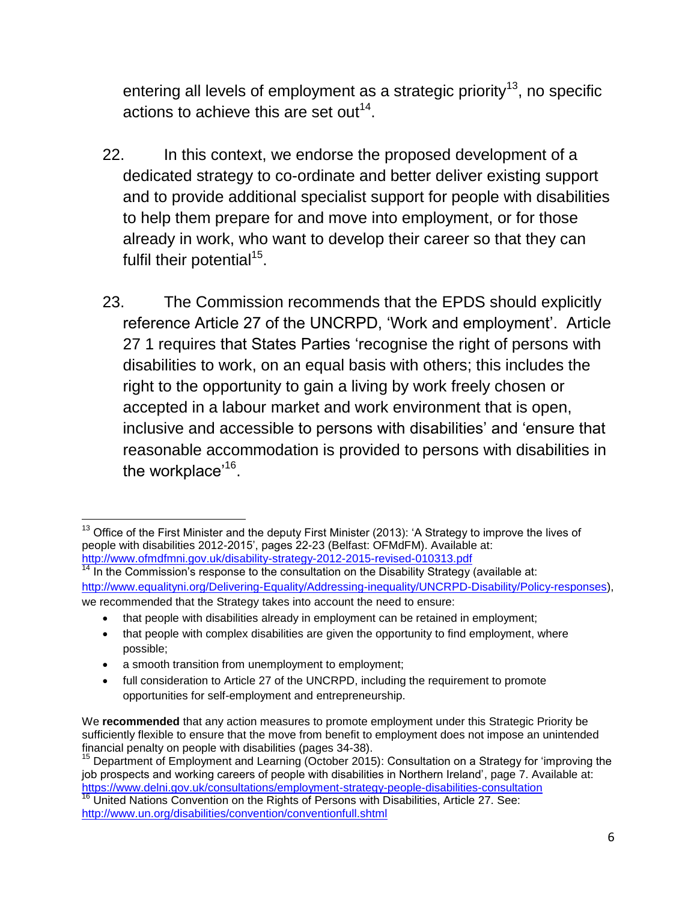entering all levels of employment as a strategic priority[13], no specific actions to achieve this are set out[14].

22. In this context, we endorse the proposed development of a dedicated strategy to co-ordinate and better deliver existing support and to provide additional specialist support for people with disabilities to help them prepare for and move into employment, or for those already in work, who want to develop their career so that they can fulfil their potential[15].

23. The Commission recommends that the EPDS should explicitly reference Article 27 of the UNCRPD, 'Work and employment'. Article 27 1 requires that States Parties 'recognise the right of persons with disabilities to work, on an equal basis with others; this includes the right to the opportunity to gain a living by work freely chosen or accepted in a labour market and work environment that is open, inclusive and accessible to persons with disabilities' and 'ensure that reasonable accommodation is provided to persons with disabilities in the workplace'[16].

---

[13] Office of the First Minister and the deputy First Minister (2013): 'A Strategy to improve the lives of people with disabilities 2012-2015', pages 22-23 (Belfast: OFMdFM). Available at: http://www.ofmdfmni.gov.uk/disability-strategy-2012-2015-revised-010313.pdf

[14] In the Commission's response to the consultation on the Disability Strategy (available at: http://www.equalityni.org/Delivering-Equality/Addressing-inequality/UNCRPD-Disability/Policy-responses), we recommended that the Strategy takes into account the need to ensure:

- that people with disabilities already in employment can be retained in employment;
- that people with complex disabilities are given the opportunity to find employment, where possible;
- a smooth transition from unemployment to employment;
- full consideration to Article 27 of the UNCRPD, including the requirement to promote opportunities for self-employment and entrepreneurship.

We **recommended** that any action measures to promote employment under this Strategic Priority be sufficiently flexible to ensure that the move from benefit to employment does not impose an unintended financial penalty on people with disabilities (pages 34-38).

[15] Department of Employment and Learning (October 2015): Consultation on a Strategy for 'improving the job prospects and working careers of people with disabilities in Northern Ireland', page 7. Available at: https://www.delni.gov.uk/consultations/employment-strategy-people-disabilities-consultation

[16] United Nations Convention on the Rights of Persons with Disabilities, Article 27. See: http://www.un.org/disabilities/convention/conventionfull.shtml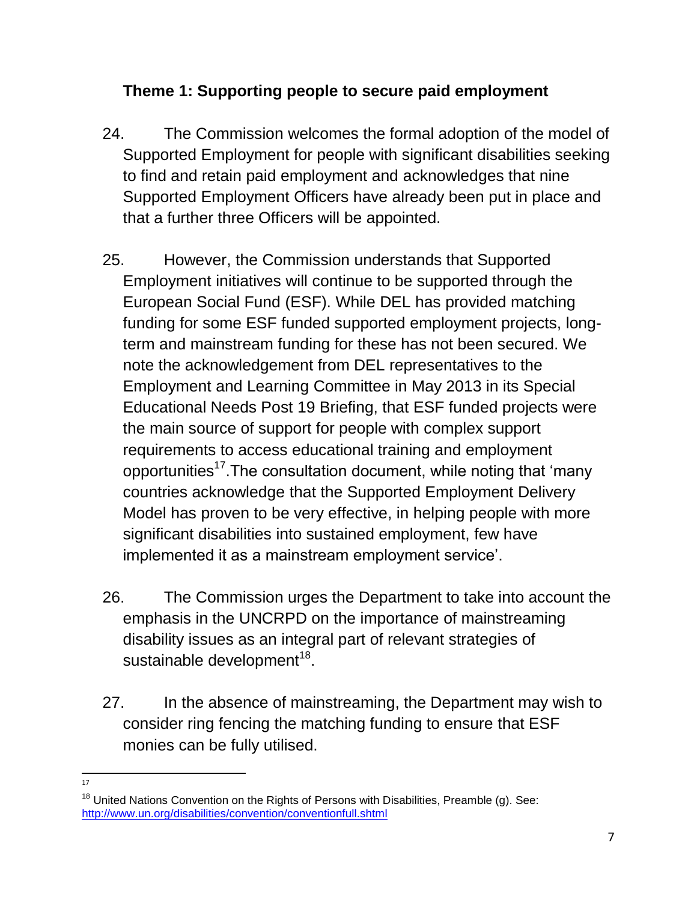**Theme 1: Supporting people to secure paid employment**

24. The Commission welcomes the formal adoption of the model of Supported Employment for people with significant disabilities seeking to find and retain paid employment and acknowledges that nine Supported Employment Officers have already been put in place and that a further three Officers will be appointed.

25. However, the Commission understands that Supported Employment initiatives will continue to be supported through the European Social Fund (ESF). While DEL has provided matching funding for some ESF funded supported employment projects, long-term and mainstream funding for these has not been secured. We note the acknowledgement from DEL representatives to the Employment and Learning Committee in May 2013 in its Special Educational Needs Post 19 Briefing, that ESF funded projects were the main source of support for people with complex support requirements to access educational training and employment opportunities[17].The consultation document, while noting that 'many countries acknowledge that the Supported Employment Delivery Model has proven to be very effective, in helping people with more significant disabilities into sustained employment, few have implemented it as a mainstream employment service'.

26. The Commission urges the Department to take into account the emphasis in the UNCRPD on the importance of mainstreaming disability issues as an integral part of relevant strategies of sustainable development[18].

27. In the absence of mainstreaming, the Department may wish to consider ring fencing the matching funding to ensure that ESF monies can be fully utilised.

---

[17]

[18] United Nations Convention on the Rights of Persons with Disabilities, Preamble (g). See: http://www.un.org/disabilities/convention/conventionfull.shtml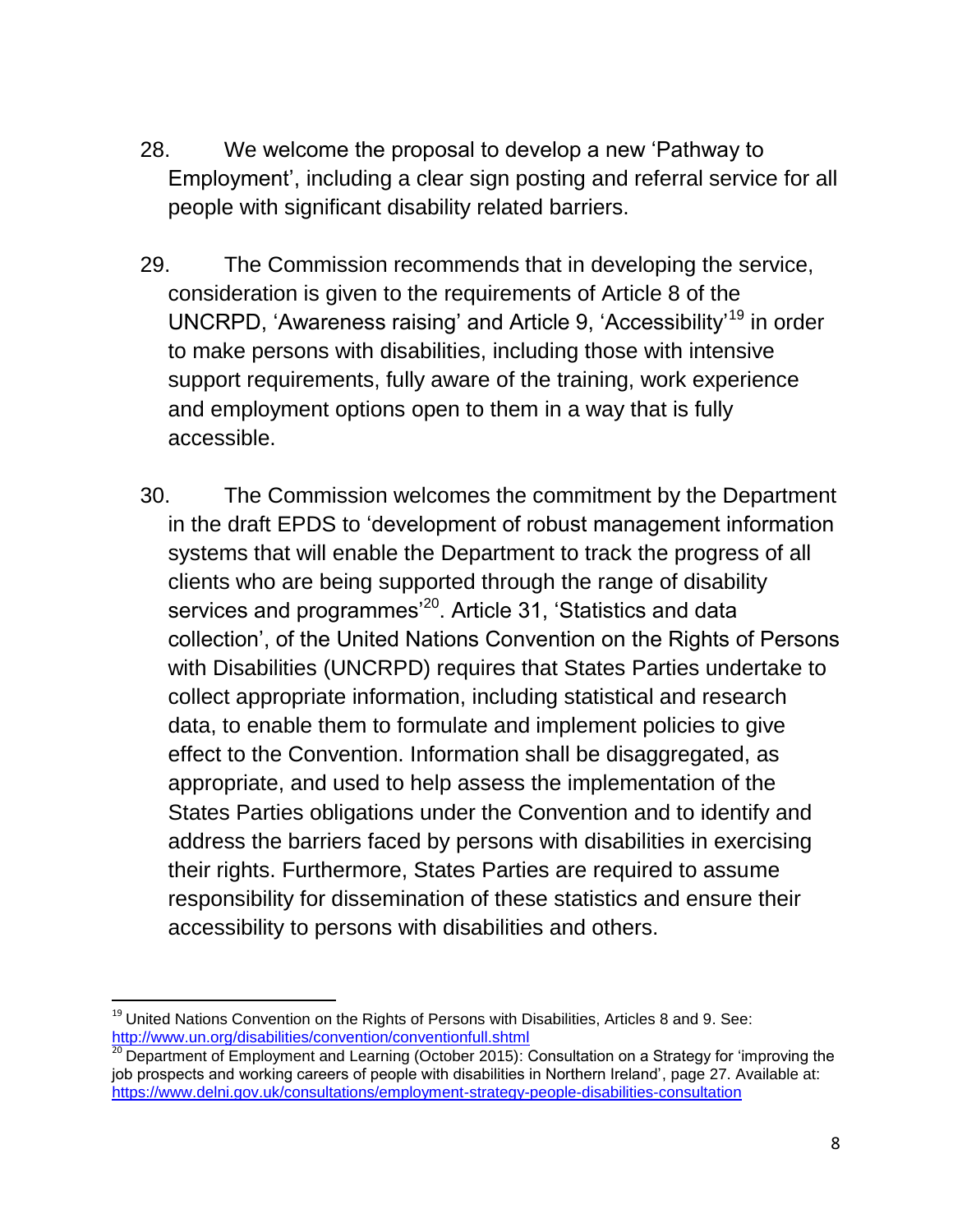28. We welcome the proposal to develop a new 'Pathway to Employment', including a clear sign posting and referral service for all people with significant disability related barriers.

29. The Commission recommends that in developing the service, consideration is given to the requirements of Article 8 of the UNCRPD, 'Awareness raising' and Article 9, 'Accessibility'[19] in order to make persons with disabilities, including those with intensive support requirements, fully aware of the training, work experience and employment options open to them in a way that is fully accessible.

30. The Commission welcomes the commitment by the Department in the draft EPDS to 'development of robust management information systems that will enable the Department to track the progress of all clients who are being supported through the range of disability services and programmes'[20]. Article 31, 'Statistics and data collection', of the United Nations Convention on the Rights of Persons with Disabilities (UNCRPD) requires that States Parties undertake to collect appropriate information, including statistical and research data, to enable them to formulate and implement policies to give effect to the Convention. Information shall be disaggregated, as appropriate, and used to help assess the implementation of the States Parties obligations under the Convention and to identify and address the barriers faced by persons with disabilities in exercising their rights. Furthermore, States Parties are required to assume responsibility for dissemination of these statistics and ensure their accessibility to persons with disabilities and others.

---

[19] United Nations Convention on the Rights of Persons with Disabilities, Articles 8 and 9. See: http://www.un.org/disabilities/convention/conventionfull.shtml

[20] Department of Employment and Learning (October 2015): Consultation on a Strategy for 'improving the job prospects and working careers of people with disabilities in Northern Ireland', page 27. Available at: https://www.delni.gov.uk/consultations/employment-strategy-people-disabilities-consultation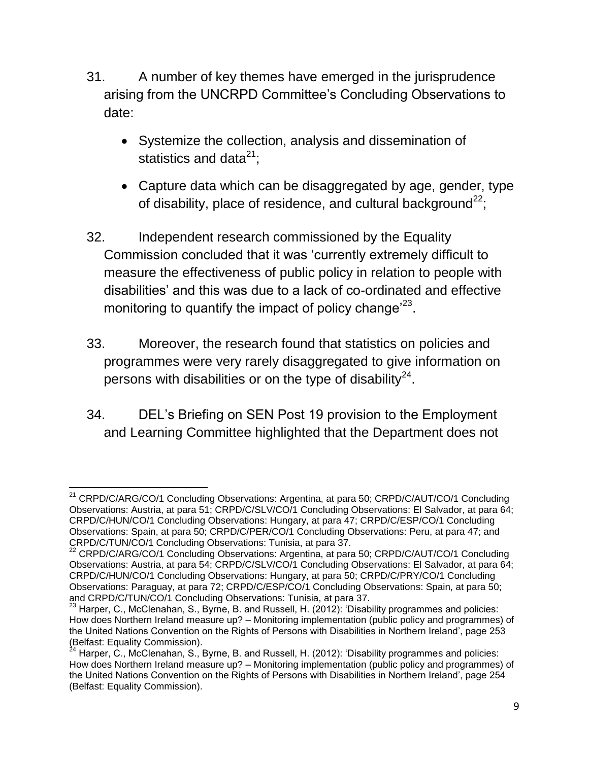31. A number of key themes have emerged in the jurisprudence arising from the UNCRPD Committee's Concluding Observations to date:

- Systemize the collection, analysis and dissemination of statistics and data[21];
- Capture data which can be disaggregated by age, gender, type of disability, place of residence, and cultural background[22];

32. Independent research commissioned by the Equality Commission concluded that it was 'currently extremely difficult to measure the effectiveness of public policy in relation to people with disabilities' and this was due to a lack of co-ordinated and effective monitoring to quantify the impact of policy change'[23].

33. Moreover, the research found that statistics on policies and programmes were very rarely disaggregated to give information on persons with disabilities or on the type of disability[24].

34. DEL's Briefing on SEN Post 19 provision to the Employment and Learning Committee highlighted that the Department does not

---

[21] CRPD/C/ARG/CO/1 Concluding Observations: Argentina, at para 50; CRPD/C/AUT/CO/1 Concluding Observations: Austria, at para 51; CRPD/C/SLV/CO/1 Concluding Observations: El Salvador, at para 64; CRPD/C/HUN/CO/1 Concluding Observations: Hungary, at para 47; CRPD/C/ESP/CO/1 Concluding Observations: Spain, at para 50; CRPD/C/PER/CO/1 Concluding Observations: Peru, at para 47; and CRPD/C/TUN/CO/1 Concluding Observations: Tunisia, at para 37.

[22] CRPD/C/ARG/CO/1 Concluding Observations: Argentina, at para 50; CRPD/C/AUT/CO/1 Concluding Observations: Austria, at para 54; CRPD/C/SLV/CO/1 Concluding Observations: El Salvador, at para 64; CRPD/C/HUN/CO/1 Concluding Observations: Hungary, at para 50; CRPD/C/PRY/CO/1 Concluding Observations: Paraguay, at para 72; CRPD/C/ESP/CO/1 Concluding Observations: Spain, at para 50; and CRPD/C/TUN/CO/1 Concluding Observations: Tunisia, at para 37.

[23] Harper, C., McClenahan, S., Byrne, B. and Russell, H. (2012): 'Disability programmes and policies: How does Northern Ireland measure up? – Monitoring implementation (public policy and programmes) of the United Nations Convention on the Rights of Persons with Disabilities in Northern Ireland', page 253 (Belfast: Equality Commission).

[24] Harper, C., McClenahan, S., Byrne, B. and Russell, H. (2012): 'Disability programmes and policies: How does Northern Ireland measure up? – Monitoring implementation (public policy and programmes) of the United Nations Convention on the Rights of Persons with Disabilities in Northern Ireland', page 254 (Belfast: Equality Commission).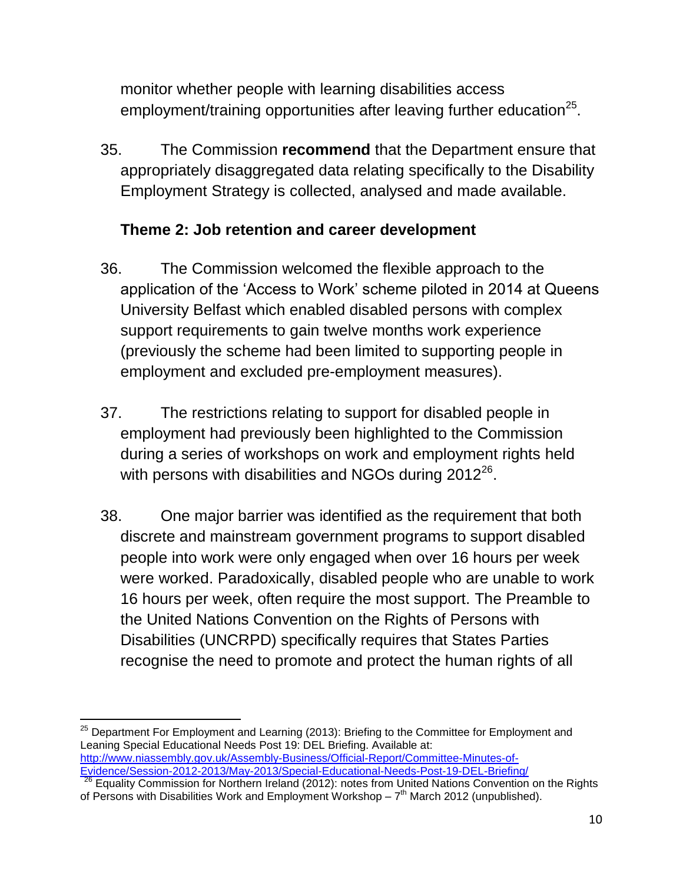monitor whether people with learning disabilities access employment/training opportunities after leaving further education[25].

35. The Commission **recommend** that the Department ensure that appropriately disaggregated data relating specifically to the Disability Employment Strategy is collected, analysed and made available.

**Theme 2: Job retention and career development**

36. The Commission welcomed the flexible approach to the application of the 'Access to Work' scheme piloted in 2014 at Queens University Belfast which enabled disabled persons with complex support requirements to gain twelve months work experience (previously the scheme had been limited to supporting people in employment and excluded pre-employment measures).

37. The restrictions relating to support for disabled people in employment had previously been highlighted to the Commission during a series of workshops on work and employment rights held with persons with disabilities and NGOs during 2012[26].

38. One major barrier was identified as the requirement that both discrete and mainstream government programs to support disabled people into work were only engaged when over 16 hours per week were worked. Paradoxically, disabled people who are unable to work 16 hours per week, often require the most support. The Preamble to the United Nations Convention on the Rights of Persons with Disabilities (UNCRPD) specifically requires that States Parties recognise the need to promote and protect the human rights of all

---

[25] Department For Employment and Learning (2013): Briefing to the Committee for Employment and Leaning Special Educational Needs Post 19: DEL Briefing. Available at: http://www.niassembly.gov.uk/Assembly-Business/Official-Report/Committee-Minutes-of-Evidence/Session-2012-2013/May-2013/Special-Educational-Needs-Post-19-DEL-Briefing/

[26] Equality Commission for Northern Ireland (2012): notes from United Nations Convention on the Rights of Persons with Disabilities Work and Employment Workshop – 7th March 2012 (unpublished).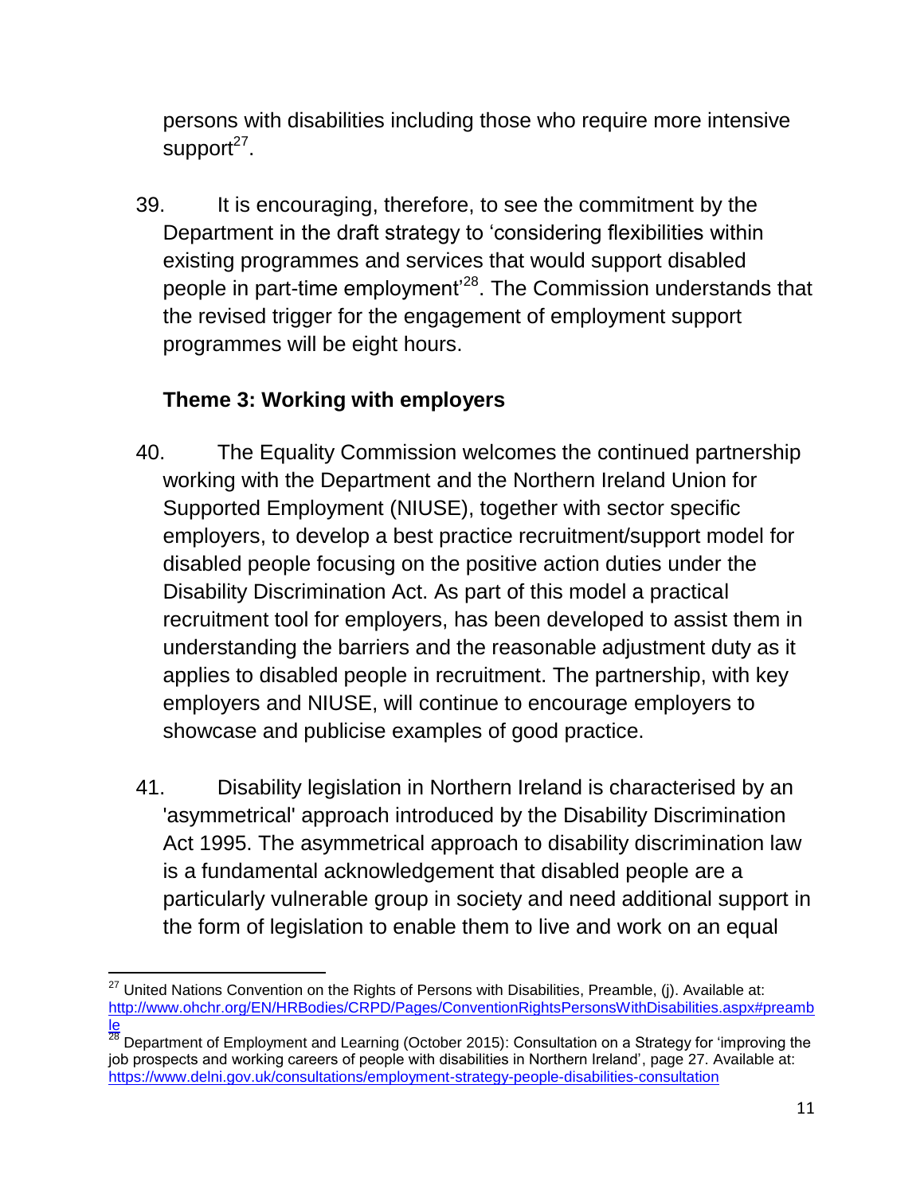persons with disabilities including those who require more intensive support[27].

39. It is encouraging, therefore, to see the commitment by the Department in the draft strategy to 'considering flexibilities within existing programmes and services that would support disabled people in part-time employment'[28]. The Commission understands that the revised trigger for the engagement of employment support programmes will be eight hours.

**Theme 3: Working with employers**

40. The Equality Commission welcomes the continued partnership working with the Department and the Northern Ireland Union for Supported Employment (NIUSE), together with sector specific employers, to develop a best practice recruitment/support model for disabled people focusing on the positive action duties under the Disability Discrimination Act. As part of this model a practical recruitment tool for employers, has been developed to assist them in understanding the barriers and the reasonable adjustment duty as it applies to disabled people in recruitment. The partnership, with key employers and NIUSE, will continue to encourage employers to showcase and publicise examples of good practice.

41. Disability legislation in Northern Ireland is characterised by an 'asymmetrical' approach introduced by the Disability Discrimination Act 1995. The asymmetrical approach to disability discrimination law is a fundamental acknowledgement that disabled people are a particularly vulnerable group in society and need additional support in the form of legislation to enable them to live and work on an equal

---

[27] United Nations Convention on the Rights of Persons with Disabilities, Preamble, (j). Available at: http://www.ohchr.org/EN/HRBodies/CRPD/Pages/ConventionRightsPersonsWithDisabilities.aspx#preamble

[28] Department of Employment and Learning (October 2015): Consultation on a Strategy for 'improving the job prospects and working careers of people with disabilities in Northern Ireland', page 27. Available at: https://www.delni.gov.uk/consultations/employment-strategy-people-disabilities-consultation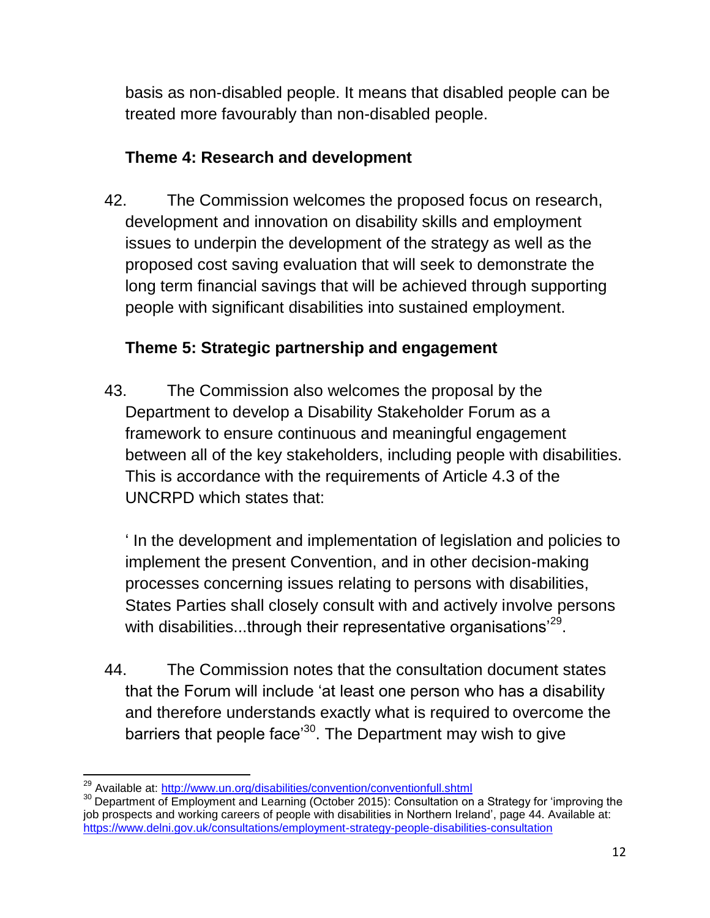basis as non-disabled people. It means that disabled people can be treated more favourably than non-disabled people.

**Theme 4: Research and development**

42. The Commission welcomes the proposed focus on research, development and innovation on disability skills and employment issues to underpin the development of the strategy as well as the proposed cost saving evaluation that will seek to demonstrate the long term financial savings that will be achieved through supporting people with significant disabilities into sustained employment.

**Theme 5: Strategic partnership and engagement**

43. The Commission also welcomes the proposal by the Department to develop a Disability Stakeholder Forum as a framework to ensure continuous and meaningful engagement between all of the key stakeholders, including people with disabilities. This is accordance with the requirements of Article 4.3 of the UNCRPD which states that:

 ' In the development and implementation of legislation and policies to implement the present Convention, and in other decision-making processes concerning issues relating to persons with disabilities, States Parties shall closely consult with and actively involve persons with disabilities...through their representative organisations'[29].

44. The Commission notes that the consultation document states that the Forum will include 'at least one person who has a disability and therefore understands exactly what is required to overcome the barriers that people face'[30]. The Department may wish to give

---

[29] Available at: http://www.un.org/disabilities/convention/conventionfull.shtml

[30] Department of Employment and Learning (October 2015): Consultation on a Strategy for 'improving the job prospects and working careers of people with disabilities in Northern Ireland', page 44. Available at: https://www.delni.gov.uk/consultations/employment-strategy-people-disabilities-consultation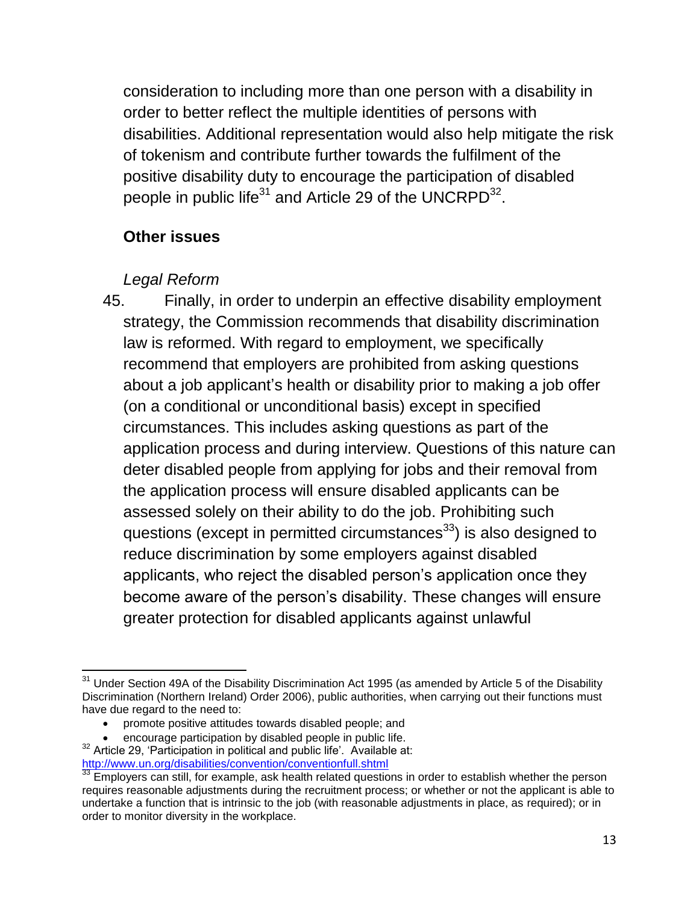consideration to including more than one person with a disability in order to better reflect the multiple identities of persons with disabilities. Additional representation would also help mitigate the risk of tokenism and contribute further towards the fulfilment of the positive disability duty to encourage the participation of disabled people in public life[31] and Article 29 of the UNCRPD[32].

## Other issues

### *Legal Reform*

45. Finally, in order to underpin an effective disability employment strategy, the Commission recommends that disability discrimination law is reformed. With regard to employment, we specifically recommend that employers are prohibited from asking questions about a job applicant's health or disability prior to making a job offer (on a conditional or unconditional basis) except in specified circumstances. This includes asking questions as part of the application process and during interview. Questions of this nature can deter disabled people from applying for jobs and their removal from the application process will ensure disabled applicants can be assessed solely on their ability to do the job. Prohibiting such questions (except in permitted circumstances[33]) is also designed to reduce discrimination by some employers against disabled applicants, who reject the disabled person's application once they become aware of the person's disability. These changes will ensure greater protection for disabled applicants against unlawful

---

[31] Under Section 49A of the Disability Discrimination Act 1995 (as amended by Article 5 of the Disability Discrimination (Northern Ireland) Order 2006), public authorities, when carrying out their functions must have due regard to the need to:

- promote positive attitudes towards disabled people; and
- encourage participation by disabled people in public life.

[32] Article 29, 'Participation in political and public life'. Available at: http://www.un.org/disabilities/convention/conventionfull.shtml

[33] Employers can still, for example, ask health related questions in order to establish whether the person requires reasonable adjustments during the recruitment process; or whether or not the applicant is able to undertake a function that is intrinsic to the job (with reasonable adjustments in place, as required); or in order to monitor diversity in the workplace.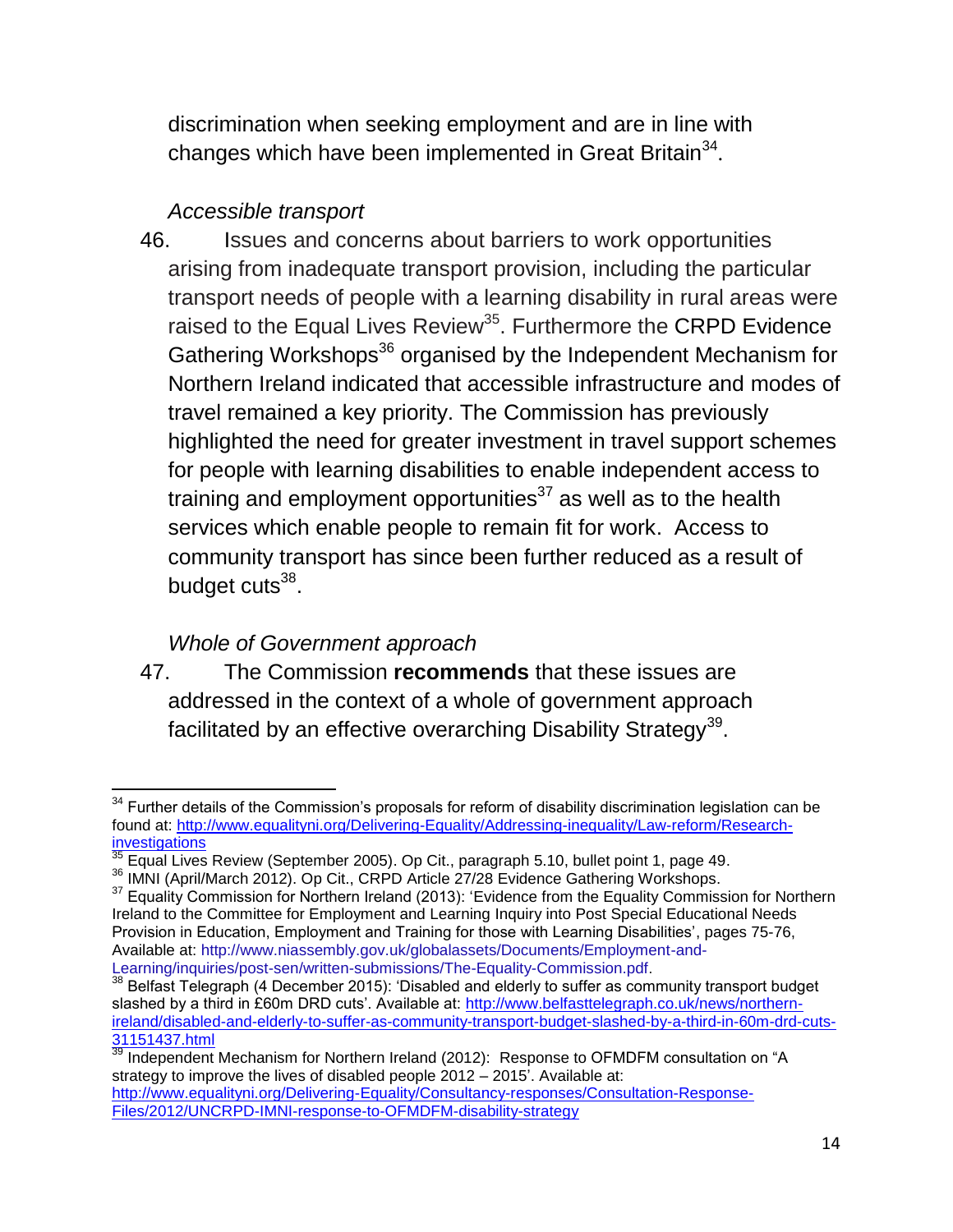discrimination when seeking employment and are in line with changes which have been implemented in Great Britain[34].

*Accessible transport*

46. Issues and concerns about barriers to work opportunities arising from inadequate transport provision, including the particular transport needs of people with a learning disability in rural areas were raised to the Equal Lives Review[35]. Furthermore the CRPD Evidence Gathering Workshops[36] organised by the Independent Mechanism for Northern Ireland indicated that accessible infrastructure and modes of travel remained a key priority. The Commission has previously highlighted the need for greater investment in travel support schemes for people with learning disabilities to enable independent access to training and employment opportunities[37] as well as to the health services which enable people to remain fit for work. Access to community transport has since been further reduced as a result of budget cuts[38].

*Whole of Government approach*

47. The Commission **recommends** that these issues are addressed in the context of a whole of government approach facilitated by an effective overarching Disability Strategy[39].

---

[34] Further details of the Commission's proposals for reform of disability discrimination legislation can be found at: http://www.equalityni.org/Delivering-Equality/Addressing-inequality/Law-reform/Research-investigations

[35] Equal Lives Review (September 2005). Op Cit., paragraph 5.10, bullet point 1, page 49.

[36] IMNI (April/March 2012). Op Cit., CRPD Article 27/28 Evidence Gathering Workshops.

[37] Equality Commission for Northern Ireland (2013): 'Evidence from the Equality Commission for Northern Ireland to the Committee for Employment and Learning Inquiry into Post Special Educational Needs Provision in Education, Employment and Training for those with Learning Disabilities', pages 75-76, Available at: http://www.niassembly.gov.uk/globalassets/Documents/Employment-and-Learning/inquiries/post-sen/written-submissions/The-Equality-Commission.pdf.

[38] Belfast Telegraph (4 December 2015): 'Disabled and elderly to suffer as community transport budget slashed by a third in £60m DRD cuts'. Available at: http://www.belfasttelegraph.co.uk/news/northern-ireland/disabled-and-elderly-to-suffer-as-community-transport-budget-slashed-by-a-third-in-60m-drd-cuts-31151437.html

[39] Independent Mechanism for Northern Ireland (2012): Response to OFMDFM consultation on "A strategy to improve the lives of disabled people 2012 – 2015'. Available at: http://www.equalityni.org/Delivering-Equality/Consultancy-responses/Consultation-Response-Files/2012/UNCRPD-IMNI-response-to-OFMDFM-disability-strategy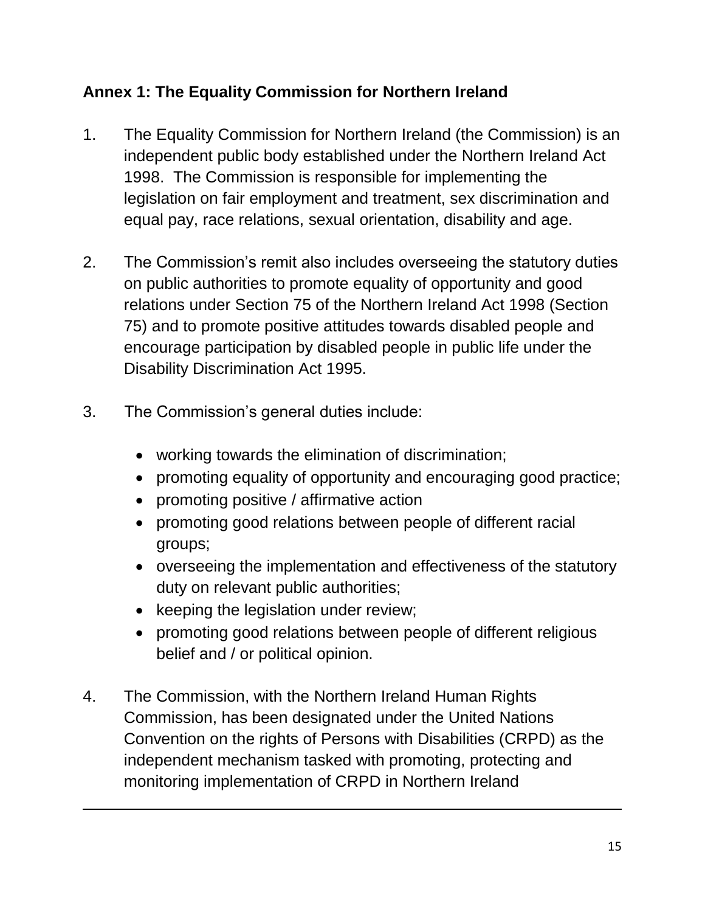**Annex 1: The Equality Commission for Northern Ireland**

1. The Equality Commission for Northern Ireland (the Commission) is an independent public body established under the Northern Ireland Act 1998. The Commission is responsible for implementing the legislation on fair employment and treatment, sex discrimination and equal pay, race relations, sexual orientation, disability and age.

2. The Commission's remit also includes overseeing the statutory duties on public authorities to promote equality of opportunity and good relations under Section 75 of the Northern Ireland Act 1998 (Section 75) and to promote positive attitudes towards disabled people and encourage participation by disabled people in public life under the Disability Discrimination Act 1995.

3. The Commission's general duties include:

   - working towards the elimination of discrimination;
   - promoting equality of opportunity and encouraging good practice;
   - promoting positive / affirmative action
   - promoting good relations between people of different racial groups;
   - overseeing the implementation and effectiveness of the statutory duty on relevant public authorities;
   - keeping the legislation under review;
   - promoting good relations between people of different religious belief and / or political opinion.

4. The Commission, with the Northern Ireland Human Rights Commission, has been designated under the United Nations Convention on the rights of Persons with Disabilities (CRPD) as the independent mechanism tasked with promoting, protecting and monitoring implementation of CRPD in Northern Ireland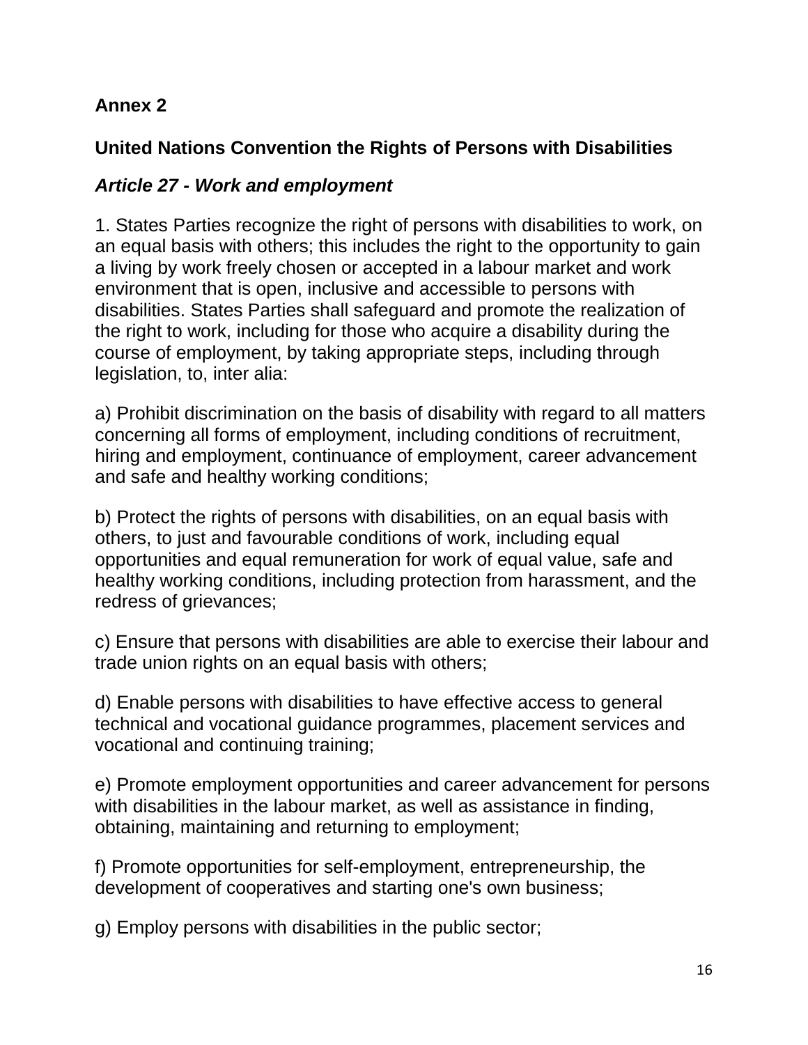## Annex 2

## United Nations Convention the Rights of Persons with Disabilities

### *Article 27 - Work and employment*

1. States Parties recognize the right of persons with disabilities to work, on an equal basis with others; this includes the right to the opportunity to gain a living by work freely chosen or accepted in a labour market and work environment that is open, inclusive and accessible to persons with disabilities. States Parties shall safeguard and promote the realization of the right to work, including for those who acquire a disability during the course of employment, by taking appropriate steps, including through legislation, to, inter alia:

a) Prohibit discrimination on the basis of disability with regard to all matters concerning all forms of employment, including conditions of recruitment, hiring and employment, continuance of employment, career advancement and safe and healthy working conditions;

b) Protect the rights of persons with disabilities, on an equal basis with others, to just and favourable conditions of work, including equal opportunities and equal remuneration for work of equal value, safe and healthy working conditions, including protection from harassment, and the redress of grievances;

c) Ensure that persons with disabilities are able to exercise their labour and trade union rights on an equal basis with others;

d) Enable persons with disabilities to have effective access to general technical and vocational guidance programmes, placement services and vocational and continuing training;

e) Promote employment opportunities and career advancement for persons with disabilities in the labour market, as well as assistance in finding, obtaining, maintaining and returning to employment;

f) Promote opportunities for self-employment, entrepreneurship, the development of cooperatives and starting one's own business;

g) Employ persons with disabilities in the public sector;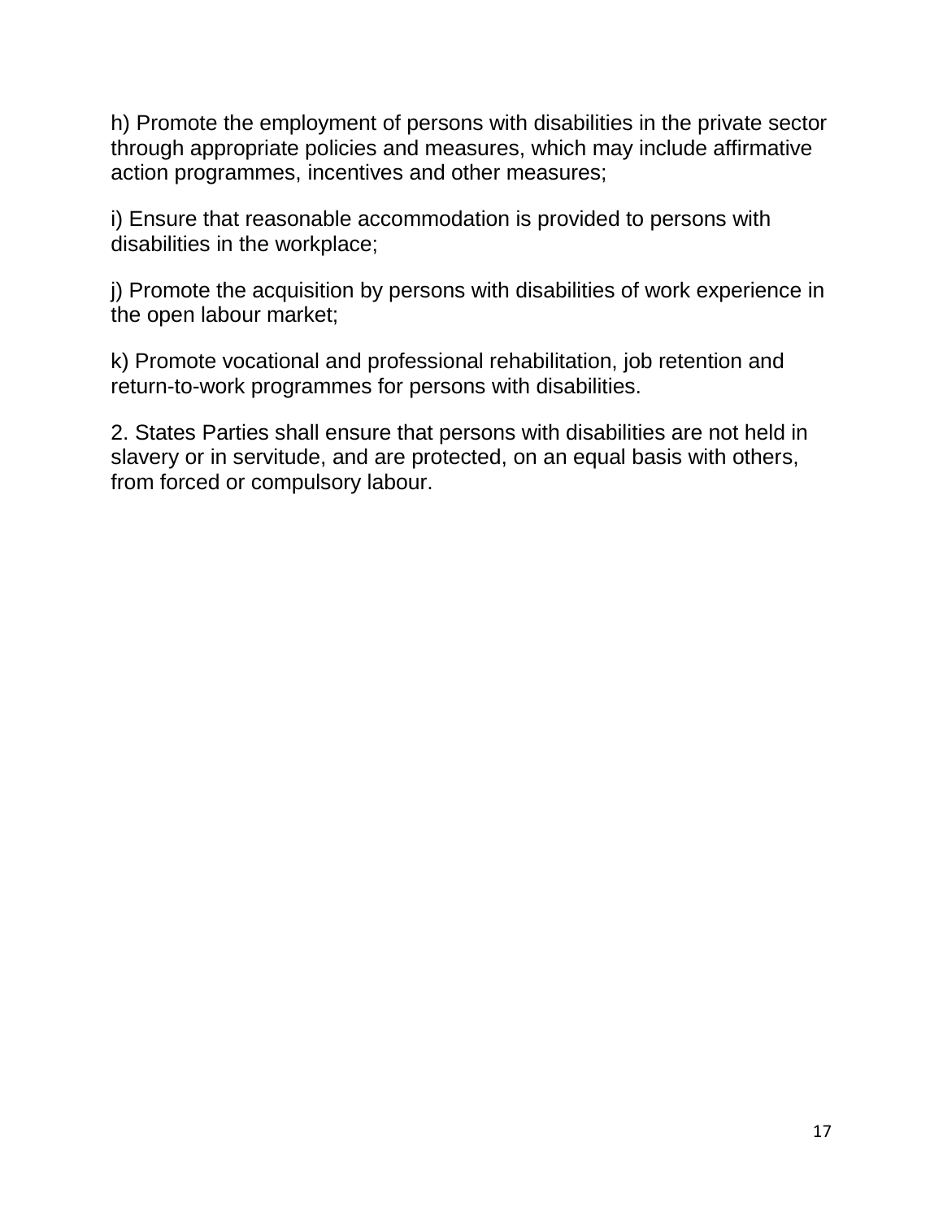h) Promote the employment of persons with disabilities in the private sector through appropriate policies and measures, which may include affirmative action programmes, incentives and other measures;

i) Ensure that reasonable accommodation is provided to persons with disabilities in the workplace;

j) Promote the acquisition by persons with disabilities of work experience in the open labour market;

k) Promote vocational and professional rehabilitation, job retention and return-to-work programmes for persons with disabilities.

2. States Parties shall ensure that persons with disabilities are not held in slavery or in servitude, and are protected, on an equal basis with others, from forced or compulsory labour.